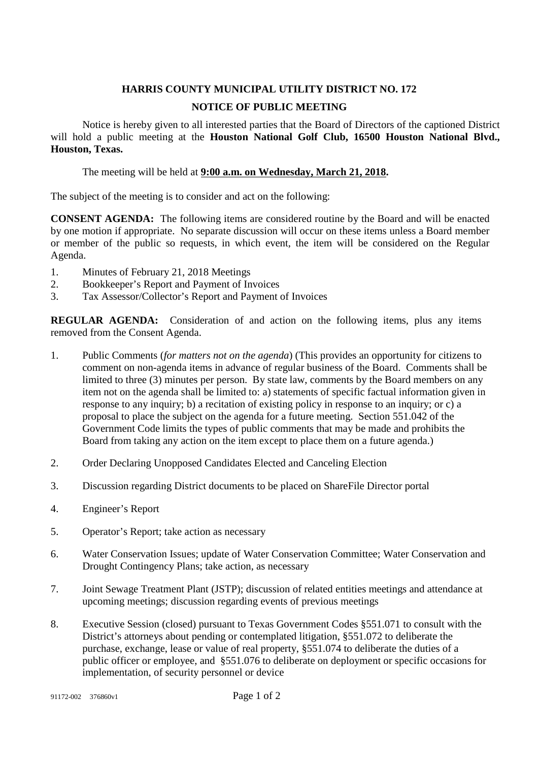# HARRIS COUNTY MUNICIPAL UTILITY DISTRICT NO. 172

## NOTICE OF PUBLIC MEETING

Notice is hereby given to all interested parties that the Board of Directors of the captioned District will hold a public meeting at the **Houston National Golf Club, 16500 Houston National Blvd., Houston, Texas.**

The meeting will be held at **9:00 a.m. on Wednesday, March 21, 2018.**

The subject of the meeting is to consider and act on the following:

**CONSENT AGENDA:** The following items are considered routine by the Board and will be enacted by one motion if appropriate. No separate discussion will occur on these items unless a Board member or member of the public so requests, in which event, the item will be considered on the Regular Agenda.

1. Minutes of February 21, 2018 Meetings
2. Bookkeeper's Report and Payment of Invoices
3. Tax Assessor/Collector's Report and Payment of Invoices

**REGULAR AGENDA:** Consideration of and action on the following items, plus any items removed from the Consent Agenda.

1. Public Comments (*for matters not on the agenda*) (This provides an opportunity for citizens to comment on non-agenda items in advance of regular business of the Board. Comments shall be limited to three (3) minutes per person. By state law, comments by the Board members on any item not on the agenda shall be limited to: a) statements of specific factual information given in response to any inquiry; b) a recitation of existing policy in response to an inquiry; or c) a proposal to place the subject on the agenda for a future meeting. Section 551.042 of the Government Code limits the types of public comments that may be made and prohibits the Board from taking any action on the item except to place them on a future agenda.)

2. Order Declaring Unopposed Candidates Elected and Canceling Election

3. Discussion regarding District documents to be placed on ShareFile Director portal

4. Engineer's Report

5. Operator's Report; take action as necessary

6. Water Conservation Issues; update of Water Conservation Committee; Water Conservation and Drought Contingency Plans; take action, as necessary

7. Joint Sewage Treatment Plant (JSTP); discussion of related entities meetings and attendance at upcoming meetings; discussion regarding events of previous meetings

8. Executive Session (closed) pursuant to Texas Government Codes §551.071 to consult with the District's attorneys about pending or contemplated litigation, §551.072 to deliberate the purchase, exchange, lease or value of real property, §551.074 to deliberate the duties of a public officer or employee, and §551.076 to deliberate on deployment or specific occasions for implementation, of security personnel or device

91172-002 376860v1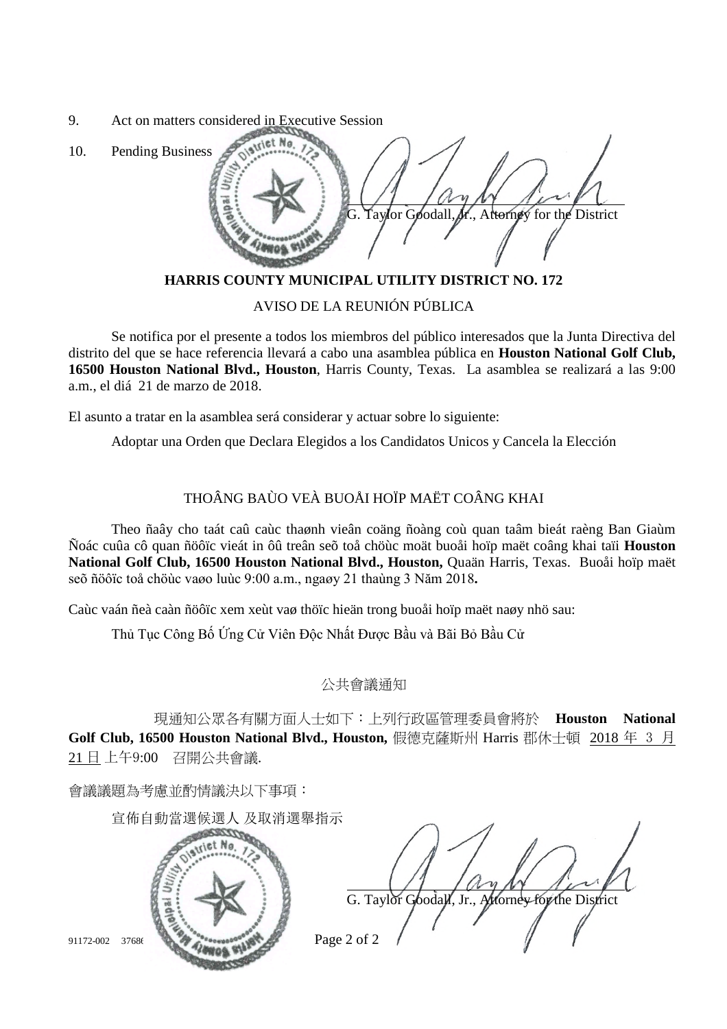9. Act on matters considered in Executive Session

10. Pending Business

G. Taylor Goodall, Jr., Attorney for the District

**HARRIS COUNTY MUNICIPAL UTILITY DISTRICT NO. 172**

AVISO DE LA REUNIÓN PÚBLICA

Se notifica por el presente a todos los miembros del público interesados que la Junta Directiva del distrito del que se hace referencia llevará a cabo una asamblea pública en **Houston National Golf Club, 16500 Houston National Blvd., Houston**, Harris County, Texas. La asamblea se realizará a las 9:00 a.m., el diá 21 de marzo de 2018.

El asunto a tratar en la asamblea será considerar y actuar sobre lo siguiente:

Adoptar una Orden que Declara Elegidos a los Candidatos Unicos y Cancela la Elección

THOÂNG BAÙO VEÀ BUOÅI HOÏP MAËT COÂNG KHAI

Theo ñaây cho taát caû caùc thaønh vieân coäng ñoàng coù quan taâm bieát raèng Ban Giaùm Ñoác cuûa cô quan ñöôïc vieát in ôû treân seõ toå chöùc moät buoåi hoïp maët coâng khai taïi **Houston National Golf Club, 16500 Houston National Blvd., Houston,** Quaän Harris, Texas. Buoåi hoïp maët seõ ñöôïc toå chöùc vaøo luùc 9:00 a.m., ngaøy 21 thaùng 3 Năm 2018**.**

Caùc vaán ñeà caàn ñöôïc xem xeùt vaø thöïc hieän trong buoåi hoïp maët naøy nhö sau:

Thủ Tục Công Bố Ứng Cử Viên Độc Nhất Được Bầu và Bãi Bỏ Bầu Cử

公共會議通知

現通知公眾各有關方面人士如下：上列行政區管理委員會將於 **Houston National Golf Club, 16500 Houston National Blvd., Houston,** 假德克薩斯州 Harris 郡休士頓 2018 年 3 月 21 日 上午9:00 召開公共會議.

會議議題為考慮並酌情議決以下事項：

宣佈自動當選候選人 及取消選舉指示

G. Taylor Goodall, Jr., Attorney for the District

91172-002 3768